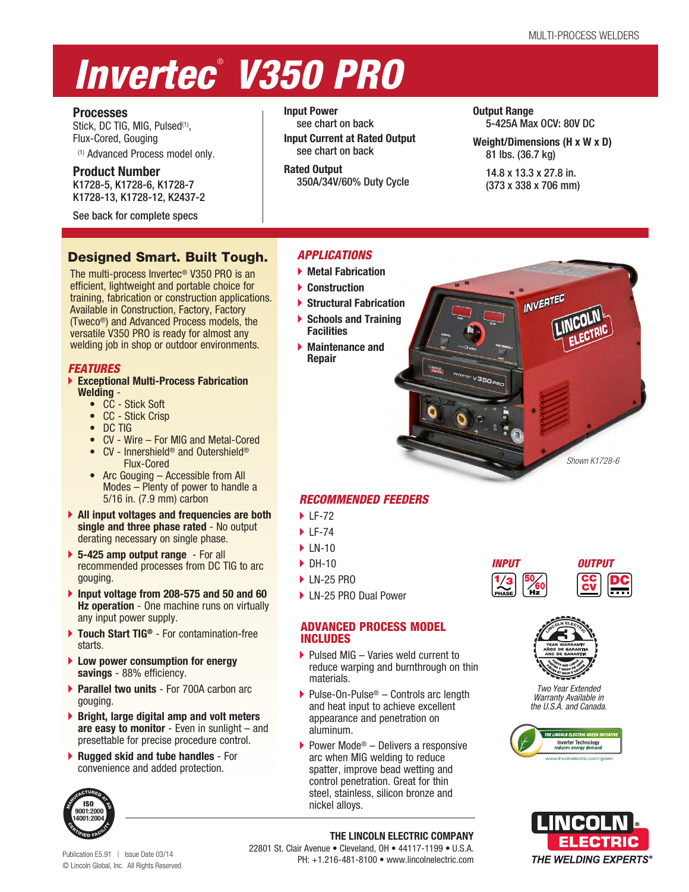MULTI-PROCESS WELDERS

# Invertec® V350 PRO

**Processes**
Stick, DC TIG, MIG, Pulsed(1), Flux-Cored, Gouging
(1) Advanced Process model only.

**Product Number**
K1728-5, K1728-6, K1728-7
K1728-13, K1728-12, K2437-2

See back for complete specs

**Input Power**
see chart on back

**Input Current at Rated Output**
see chart on back

**Rated Output**
350A/34V/60% Duty Cycle

**Output Range**
5-425A Max OCV: 80V DC

**Weight/Dimensions (H x W x D)**
81 lbs. (36.7 kg)

14.8 x 13.3 x 27.8 in.
(373 x 338 x 706 mm)

## Designed Smart. Built Tough.

The multi-process Invertec® V350 PRO is an efficient, lightweight and portable choice for training, fabrication or construction applications. Available in Construction, Factory, Factory (Tweco®) and Advanced Process models, the versatile V350 PRO is ready for almost any welding job in shop or outdoor environments.

### *FEATURES*

- **Exceptional Multi-Process Fabrication Welding** -
  - CC - Stick Soft
  - CC - Stick Crisp
  - DC TIG
  - CV - Wire – For MIG and Metal-Cored
  - CV - Innershield® and Outershield® Flux-Cored
  - Arc Gouging – Accessible from All Modes – Plenty of power to handle a 5/16 in. (7.9 mm) carbon
- **All input voltages and frequencies are both single and three phase rated** - No output derating necessary on single phase.
- **5-425 amp output range** - For all recommended processes from DC TIG to arc gouging.
- **Input voltage from 208-575 and 50 and 60 Hz operation** - One machine runs on virtually any input power supply.
- **Touch Start TIG®** - For contamination-free starts.
- **Low power consumption for energy savings** - 88% efficiency.
- **Parallel two units** - For 700A carbon arc gouging.
- **Bright, large digital amp and volt meters are easy to monitor** - Even in sunlight – and presettable for precise procedure control.
- **Rugged skid and tube handles** - For convenience and added protection.

### *APPLICATIONS*

- **Metal Fabrication**
- **Construction**
- **Structural Fabrication**
- **Schools and Training Facilities**
- **Maintenance and Repair**

*Shown K1728-6*

### *RECOMMENDED FEEDERS*

- LF-72
- LF-74
- LN-10
- DH-10
- LN-25 PRO
- LN-25 PRO Dual Power

***INPUT*** 1/3 PHASE, 50/60 Hz

***OUTPUT*** CC CV, DC

### ADVANCED PROCESS MODEL INCLUDES

- Pulsed MIG – Varies weld current to reduce warping and burnthrough on thin materials.
- Pulse-On-Pulse® – Controls arc length and heat input to achieve excellent appearance and penetration on aluminum.
- Power Mode® – Delivers a responsive arc when MIG welding to reduce spatter, improve bead wetting and control penetration. Great for thin steel, stainless, silicon bronze and nickel alloys.

3 YEAR WARRANTY – AÑOS DE GARANTIA – ANS DE GARANTIE

*Two Year Extended Warranty Available in the U.S.A. and Canada.*

THE LINCOLN ELECTRIC GREEN INITIATIVE – Inverter Technology *reduces energy demand*
www.lincolnelectric.com/green

MANUFACTURED AT AN ISO 9001:2000 14001:2004 CERTIFIED FACILITY

**THE LINCOLN ELECTRIC COMPANY**
22801 St. Clair Avenue • Cleveland, OH • 44117-1199 • U.S.A.
PH: +1.216-481-8100 • www.lincolnelectric.com

**LINCOLN ELECTRIC** *THE WELDING EXPERTS®*

Publication E5.91 | Issue Date 03/14
© Lincoln Global, Inc. All Rights Reserved.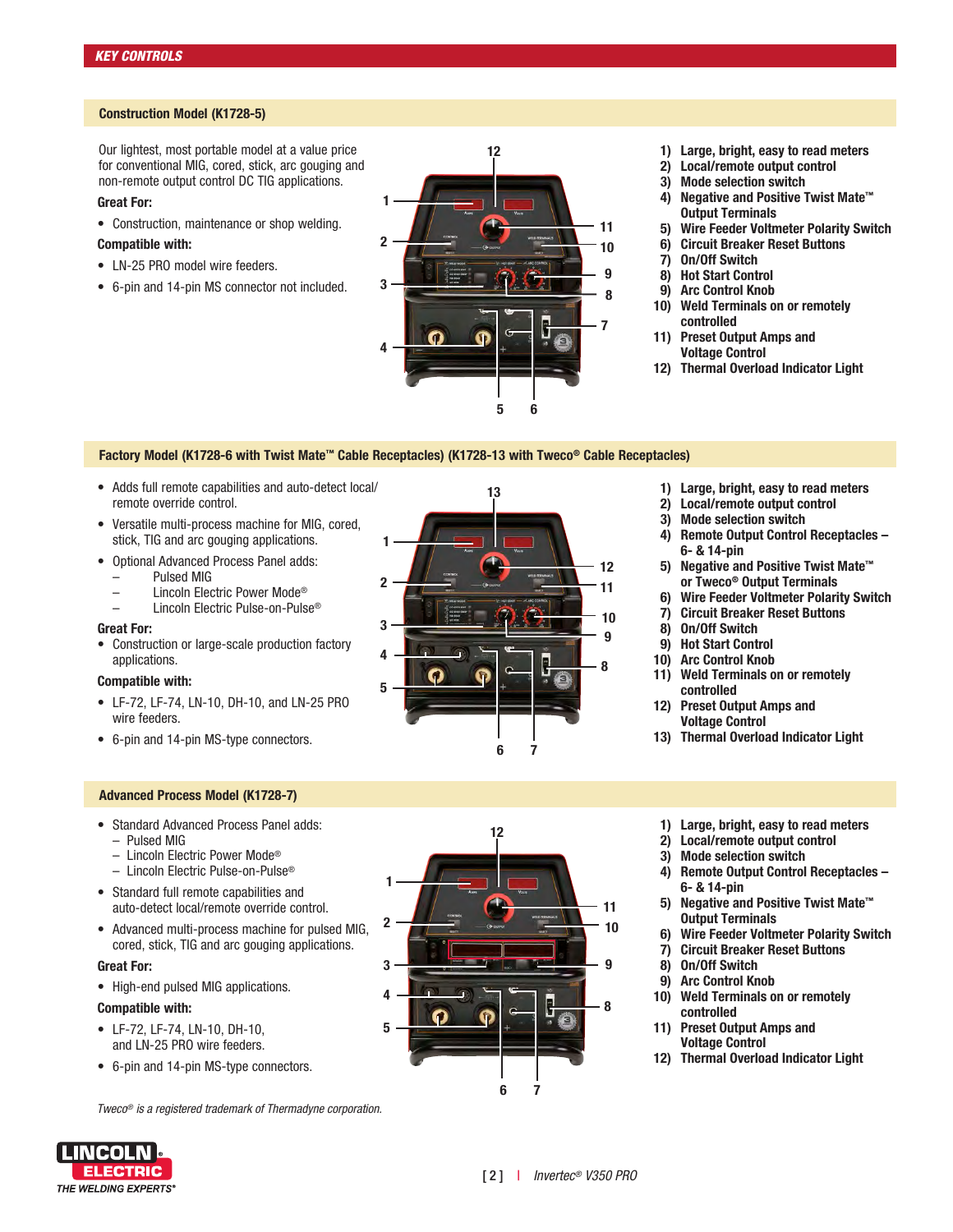## KEY CONTROLS

### Construction Model (K1728-5)

Our lightest, most portable model at a value price for conventional MIG, cored, stick, arc gouging and non-remote output control DC TIG applications.

**Great For:**

- Construction, maintenance or shop welding.

**Compatible with:**

- LN-25 PRO model wire feeders.
- 6-pin and 14-pin MS connector not included.

1) Large, bright, easy to read meters
2) Local/remote output control
3) Mode selection switch
4) Negative and Positive Twist Mate™ Output Terminals
5) Wire Feeder Voltmeter Polarity Switch
6) Circuit Breaker Reset Buttons
7) On/Off Switch
8) Hot Start Control
9) Arc Control Knob
10) Weld Terminals on or remotely controlled
11) Preset Output Amps and Voltage Control
12) Thermal Overload Indicator Light

### Factory Model (K1728-6 with Twist Mate™ Cable Receptacles) (K1728-13 with Tweco® Cable Receptacles)

- Adds full remote capabilities and auto-detect local/remote override control.
- Versatile multi-process machine for MIG, cored, stick, TIG and arc gouging applications.
- Optional Advanced Process Panel adds:
  - Pulsed MIG
  - Lincoln Electric Power Mode®
  - Lincoln Electric Pulse-on-Pulse®

**Great For:**

- Construction or large-scale production factory applications.

**Compatible with:**

- LF-72, LF-74, LN-10, DH-10, and LN-25 PRO wire feeders.
- 6-pin and 14-pin MS-type connectors.

1) Large, bright, easy to read meters
2) Local/remote output control
3) Mode selection switch
4) Remote Output Control Receptacles – 6- & 14-pin
5) Negative and Positive Twist Mate™ or Tweco® Output Terminals
6) Wire Feeder Voltmeter Polarity Switch
7) Circuit Breaker Reset Buttons
8) On/Off Switch
9) Hot Start Control
10) Arc Control Knob
11) Weld Terminals on or remotely controlled
12) Preset Output Amps and Voltage Control
13) Thermal Overload Indicator Light

### Advanced Process Model (K1728-7)

- Standard Advanced Process Panel adds:
  - Pulsed MIG
  - Lincoln Electric Power Mode®
  - Lincoln Electric Pulse-on-Pulse®
- Standard full remote capabilities and auto-detect local/remote override control.
- Advanced multi-process machine for pulsed MIG, cored, stick, TIG and arc gouging applications.

**Great For:**

- High-end pulsed MIG applications.

**Compatible with:**

- LF-72, LF-74, LN-10, DH-10, and LN-25 PRO wire feeders.
- 6-pin and 14-pin MS-type connectors.

1) Large, bright, easy to read meters
2) Local/remote output control
3) Mode selection switch
4) Remote Output Control Receptacles – 6- & 14-pin
5) Negative and Positive Twist Mate™ Output Terminals
6) Wire Feeder Voltmeter Polarity Switch
7) Circuit Breaker Reset Buttons
8) On/Off Switch
9) Arc Control Knob
10) Weld Terminals on or remotely controlled
11) Preset Output Amps and Voltage Control
12) Thermal Overload Indicator Light

*Tweco® is a registered trademark of Thermadyne corporation.*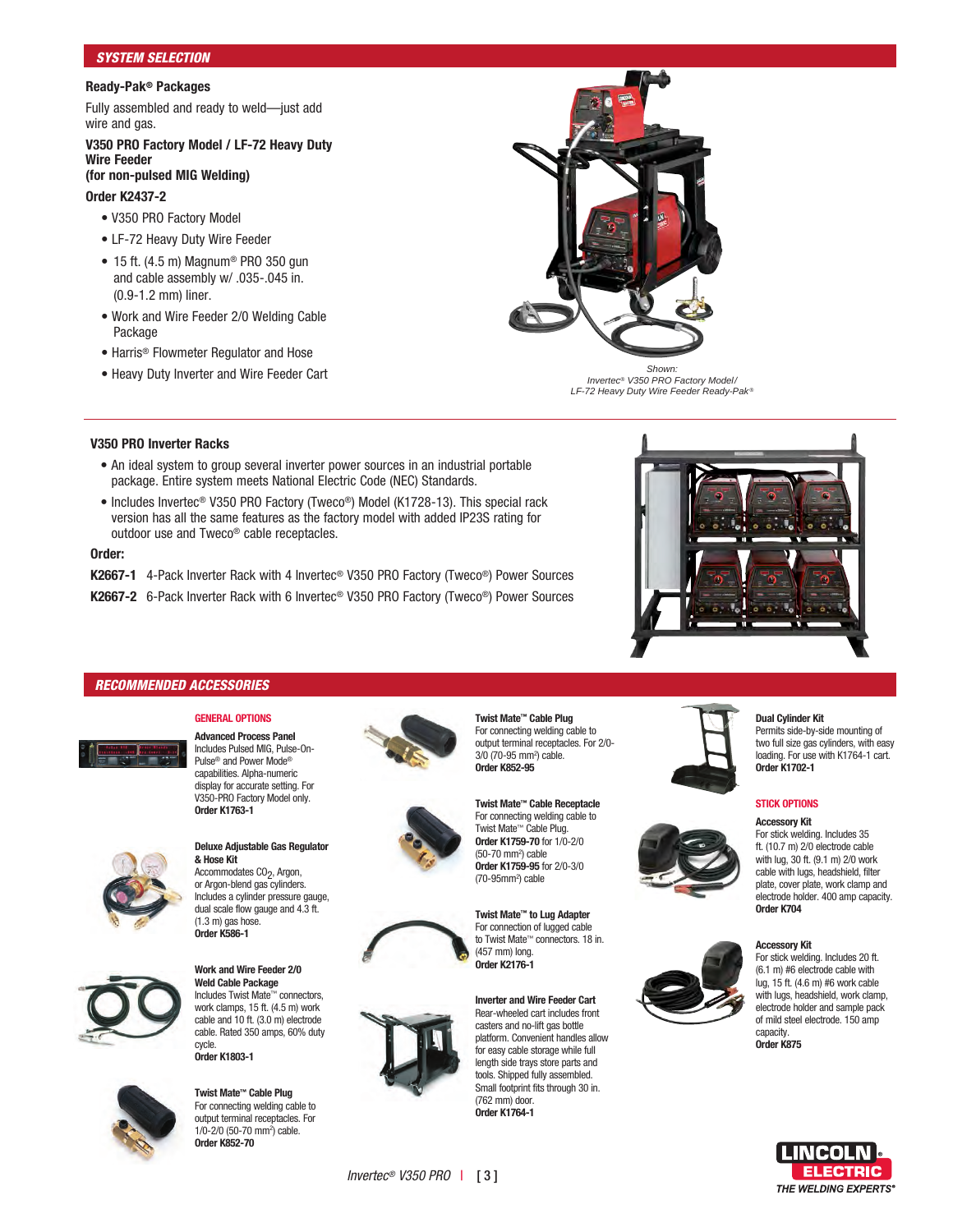## SYSTEM SELECTION

### Ready-Pak® Packages

Fully assembled and ready to weld—just add wire and gas.

**V350 PRO Factory Model / LF-72 Heavy Duty Wire Feeder (for non-pulsed MIG Welding)**

**Order K2437-2**

- V350 PRO Factory Model
- LF-72 Heavy Duty Wire Feeder
- 15 ft. (4.5 m) Magnum® PRO 350 gun and cable assembly w/ .035-.045 in. (0.9-1.2 mm) liner.
- Work and Wire Feeder 2/0 Welding Cable Package
- Harris® Flowmeter Regulator and Hose
- Heavy Duty Inverter and Wire Feeder Cart

*Shown: Invertec® V350 PRO Factory Model/ LF-72 Heavy Duty Wire Feeder Ready-Pak®*

### V350 PRO Inverter Racks

- An ideal system to group several inverter power sources in an industrial portable package. Entire system meets National Electric Code (NEC) Standards.
- Includes Invertec® V350 PRO Factory (Tweco®) Model (K1728-13). This special rack version has all the same features as the factory model with added IP23S rating for outdoor use and Tweco® cable receptacles.

**Order:**

**K2667-1** 4-Pack Inverter Rack with 4 Invertec® V350 PRO Factory (Tweco®) Power Sources

**K2667-2** 6-Pack Inverter Rack with 6 Invertec® V350 PRO Factory (Tweco®) Power Sources

## RECOMMENDED ACCESSORIES

### GENERAL OPTIONS

**Advanced Process Panel**
Includes Pulsed MIG, Pulse-On-Pulse® and Power Mode® capabilities. Alpha-numeric display for accurate setting. For V350-PRO Factory Model only.
**Order K1763-1**

**Deluxe Adjustable Gas Regulator & Hose Kit**
Accommodates $CO_2$, Argon, or Argon-blend gas cylinders. Includes a cylinder pressure gauge, dual scale flow gauge and 4.3 ft. (1.3 m) gas hose.
**Order K586-1**

**Work and Wire Feeder 2/0 Weld Cable Package**
Includes Twist Mate™ connectors, work clamps, 15 ft. (4.5 m) work cable and 10 ft. (3.0 m) electrode cable. Rated 350 amps, 60% duty cycle.
**Order K1803-1**

**Twist Mate™ Cable Plug**
For connecting welding cable to output terminal receptacles. For 1/0-2/0 (50-70 mm²) cable.
**Order K852-70**

**Twist Mate™ Cable Plug**
For connecting welding cable to output terminal receptacles. For 2/0-3/0 (70-95 mm²) cable.
**Order K852-95**

**Twist Mate™ Cable Receptacle**
For connecting welding cable to Twist Mate™ Cable Plug.
**Order K1759-70** for 1/0-2/0 (50-70 mm²) cable
**Order K1759-95** for 2/0-3/0 (70-95mm²) cable

**Twist Mate™ to Lug Adapter**
For connection of lugged cable to Twist Mate™ connectors. 18 in. (457 mm) long.
**Order K2176-1**

**Inverter and Wire Feeder Cart**
Rear-wheeled cart includes front casters and no-lift gas bottle platform. Convenient handles allow for easy cable storage while full length side trays store parts and tools. Shipped fully assembled. Small footprint fits through 30 in. (762 mm) door.
**Order K1764-1**

**Dual Cylinder Kit**
Permits side-by-side mounting of two full size gas cylinders, with easy loading. For use with K1764-1 cart.
**Order K1702-1**

### STICK OPTIONS

**Accessory Kit**
For stick welding. Includes 35 ft. (10.7 m) 2/0 electrode cable with lug, 30 ft. (9.1 m) 2/0 work cable with lugs, headshield, filter plate, cover plate, work clamp and electrode holder. 400 amp capacity.
**Order K704**

**Accessory Kit**
For stick welding. Includes 20 ft. (6.1 m) #6 electrode cable with lug, 15 ft. (4.6 m) #6 work cable with lugs, headshield, work clamp, electrode holder and sample pack of mild steel electrode. 150 amp capacity.
**Order K875**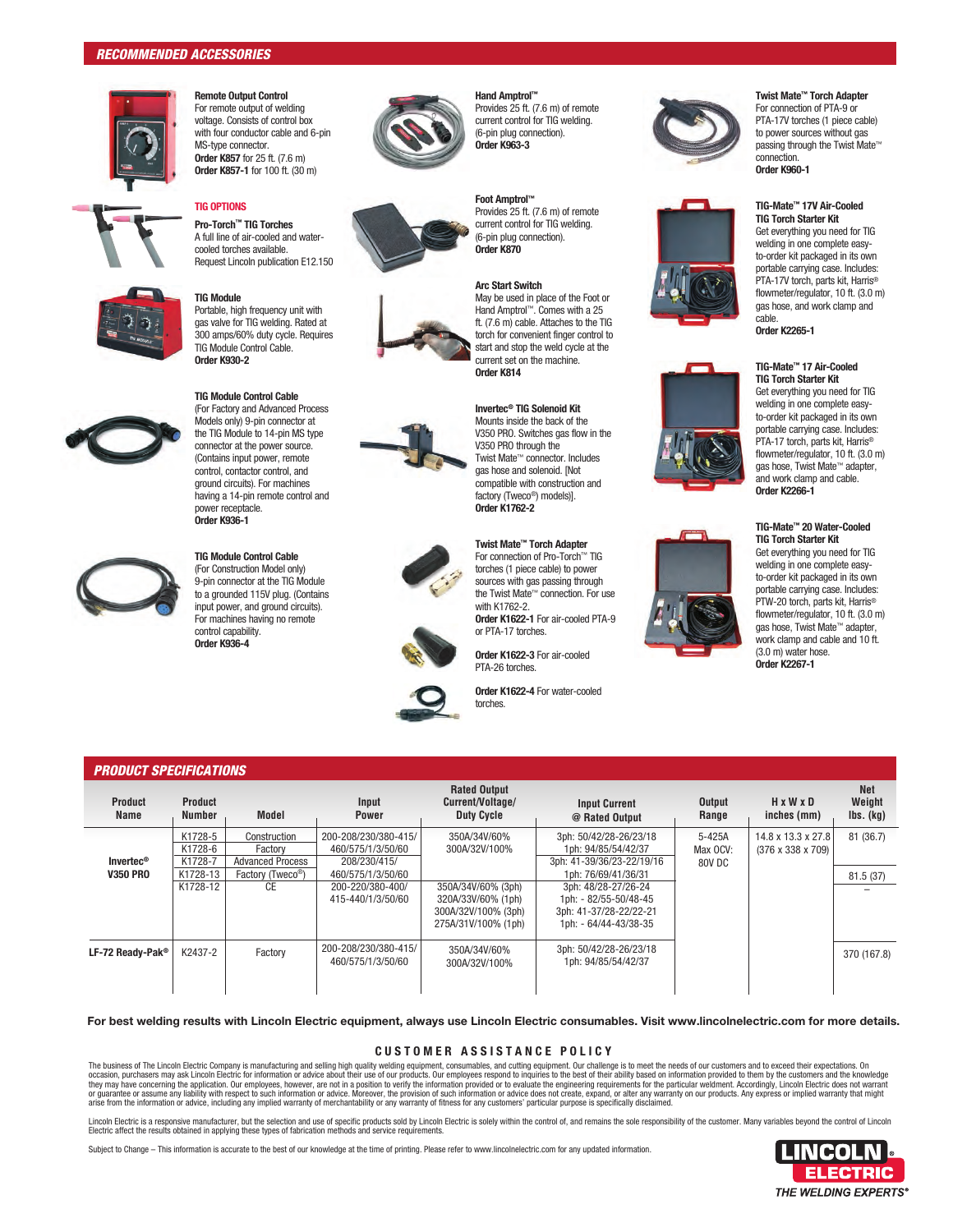## RECOMMENDED ACCESSORIES

**Remote Output Control**
For remote output of welding voltage. Consists of control box with four conductor cable and 6-pin MS-type connector.
**Order K857** for 25 ft. (7.6 m)
**Order K857-1** for 100 ft. (30 m)

### TIG OPTIONS

**Pro-Torch™ TIG Torches**
A full line of air-cooled and water-cooled torches available.
Request Lincoln publication E12.150

**TIG Module**
Portable, high frequency unit with gas valve for TIG welding. Rated at 300 amps/60% duty cycle. Requires TIG Module Control Cable.
**Order K930-2**

**TIG Module Control Cable**
(For Factory and Advanced Process Models only) 9-pin connector at the TIG Module to 14-pin MS type connector at the power source. (Contains input power, remote control, contactor control, and ground circuits). For machines having a 14-pin remote control and power receptacle.
**Order K936-1**

**TIG Module Control Cable**
(For Construction Model only) 9-pin connector at the TIG Module to a grounded 115V plug. (Contains input power, and ground circuits). For machines having no remote control capability.
**Order K936-4**

**Hand Amptrol™**
Provides 25 ft. (7.6 m) of remote current control for TIG welding. (6-pin plug connection).
**Order K963-3**

**Foot Amptrol™**
Provides 25 ft. (7.6 m) of remote current control for TIG welding. (6-pin plug connection).
**Order K870**

**Arc Start Switch**
May be used in place of the Foot or Hand Amptrol™. Comes with a 25 ft. (7.6 m) cable. Attaches to the TIG torch for convenient finger control to start and stop the weld cycle at the current set on the machine.
**Order K814**

**Invertec® TIG Solenoid Kit**
Mounts inside the back of the V350 PRO. Switches gas flow in the V350 PRO through the Twist Mate™ connector. Includes gas hose and solenoid. [Not compatible with construction and factory (Tweco®) models)].
**Order K1762-2**

**Twist Mate™ Torch Adapter**
For connection of Pro-Torch™ TIG torches (1 piece cable) to power sources with gas passing through the Twist Mate™ connection. For use with K1762-2.
**Order K1622-1** For air-cooled PTA-9 or PTA-17 torches.

**Order K1622-3** For air-cooled PTA-26 torches.

**Order K1622-4** For water-cooled torches.

**Twist Mate™ Torch Adapter**
For connection of PTA-9 or PTA-17V torches (1 piece cable) to power sources without gas passing through the Twist Mate™ connection.
**Order K960-1**

**TIG-Mate™ 17V Air-Cooled TIG Torch Starter Kit**
Get everything you need for TIG welding in one complete easy-to-order kit packaged in its own portable carrying case. Includes: PTA-17V torch, parts kit, Harris® flowmeter/regulator, 10 ft. (3.0 m) gas hose, and work clamp and cable.
**Order K2265-1**

**TIG-Mate™ 17 Air-Cooled TIG Torch Starter Kit**
Get everything you need for TIG welding in one complete easy-to-order kit packaged in its own portable carrying case. Includes: PTA-17 torch, parts kit, Harris® flowmeter/regulator, 10 ft. (3.0 m) gas hose, Twist Mate™ adapter, and work clamp and cable.
**Order K2266-1**

**TIG-Mate™ 20 Water-Cooled TIG Torch Starter Kit**
Get everything you need for TIG welding in one complete easy-to-order kit packaged in its own portable carrying case. Includes: PTW-20 torch, parts kit, Harris® flowmeter/regulator, 10 ft. (3.0 m) gas hose, Twist Mate™ adapter, work clamp and cable and 10 ft. (3.0 m) water hose.
**Order K2267-1**

## PRODUCT SPECIFICATIONS

| Product Name | Product Number | Model | Input Power | Rated Output Current/Voltage/ Duty Cycle | Input Current @ Rated Output | Output Range | H x W x D inches (mm) | Net Weight lbs. (kg) |
|---|---|---|---|---|---|---|---|---|
| Invertec® V350 PRO | K1728-5 | Construction | 200-208/230/380-415/ 460/575/1/3/50/60 | 350A/34V/60% 300A/32V/100% | 3ph: 50/42/28-26/23/18 1ph: 94/85/54/42/37 | 5-425A Max OCV: 80V DC | 14.8 x 13.3 x 27.8 (376 x 338 x 709) | 81 (36.7) |
| | K1728-6 | Factory | | | | | | |
| | K1728-7 | Advanced Process | 208/230/415/ 460/575/1/3/50/60 | | 3ph: 41-39/36/23-22/19/16 1ph: 76/69/41/36/31 | | | |
| | K1728-13 | Factory (Tweco®) | | | | | | 81.5 (37) |
| | K1728-12 | CE | 200-220/380-400/ 415-440/1/3/50/60 | 350A/34V/60% (3ph) 320A/33V/60% (1ph) 300A/32V/100% (3ph) 275A/31V/100% (1ph) | 3ph: 48/28-27/26-24 1ph: - 82/55-50/48-45 3ph: 41-37/28-22/22-21 1ph: - 64/44-43/38-35 | | | – |
| LF-72 Ready-Pak® | K2437-2 | Factory | 200-208/230/380-415/ 460/575/1/3/50/60 | 350A/34V/60% 300A/32V/100% | 3ph: 50/42/28-26/23/18 1ph: 94/85/54/42/37 | | | 370 (167.8) |

**For best welding results with Lincoln Electric equipment, always use Lincoln Electric consumables. Visit www.lincolnelectric.com for more details.**

### CUSTOMER ASSISTANCE POLICY

The business of The Lincoln Electric Company is manufacturing and selling high quality welding equipment, consumables, and cutting equipment. Our challenge is to meet the needs of our customers and to exceed their expectations. On occasion, purchasers may ask Lincoln Electric for information or advice about their use of our products. Our employees respond to inquiries to the best of their ability based on information provided to them by the customers and the knowledge they may have concerning the application. Our employees, however, are not in a position to verify the information provided or to evaluate the engineering requirements for the particular weldment. Accordingly, Lincoln Electric does not warrant or guarantee or assume any liability with respect to such information or advice. Moreover, the provision of such information or advice does not create, expand, or alter any warranty on our products. Any express or implied warranty that might arise from the information or advice, including any implied warranty of merchantability or any warranty of fitness for any customers' particular purpose is specifically disclaimed.

Lincoln Electric is a responsive manufacturer, but the selection and use of specific products sold by Lincoln Electric is solely within the control of, and remains the sole responsibility of the customer. Many variables beyond the control of Lincoln Electric affect the results obtained in applying these types of fabrication methods and service requirements.

Subject to Change – This information is accurate to the best of our knowledge at the time of printing. Please refer to www.lincolnelectric.com for any updated information.

LINCOLN ELECTRIC
THE WELDING EXPERTS®